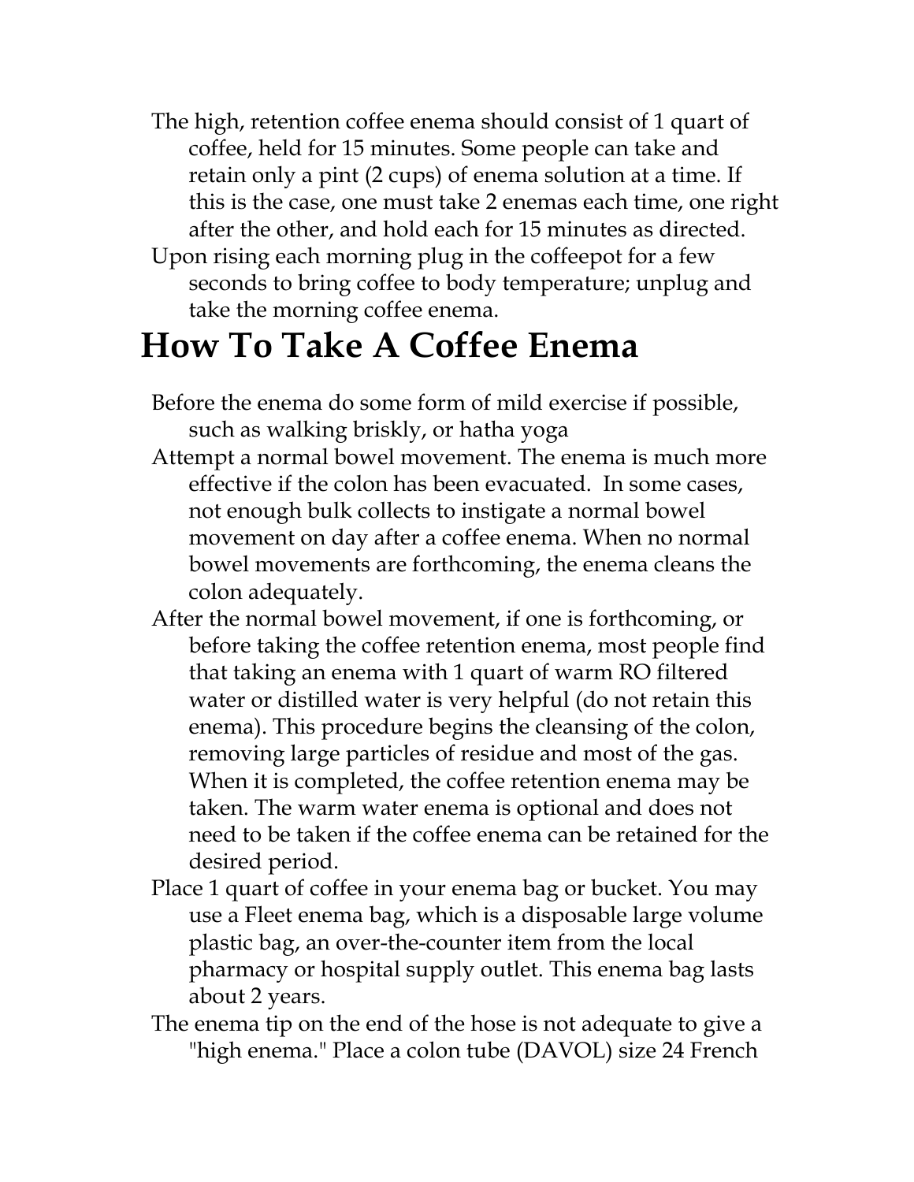The high, retention coffee enema should consist of 1 quart of coffee, held for 15 minutes. Some people can take and retain only a pint (2 cups) of enema solution at a time. If this is the case, one must take 2 enemas each time, one right after the other, and hold each for 15 minutes as directed.

Upon rising each morning plug in the coffeepot for a few seconds to bring coffee to body temperature; unplug and take the morning coffee enema.

# How To Take A Coffee Enema

Before the enema do some form of mild exercise if possible, such as walking briskly, or hatha yoga

Attempt a normal bowel movement. The enema is much more effective if the colon has been evacuated. In some cases, not enough bulk collects to instigate a normal bowel movement on day after a coffee enema. When no normal bowel movements are forthcoming, the enema cleans the colon adequately.

After the normal bowel movement, if one is forthcoming, or before taking the coffee retention enema, most people find that taking an enema with 1 quart of warm RO filtered water or distilled water is very helpful (do not retain this enema). This procedure begins the cleansing of the colon, removing large particles of residue and most of the gas. When it is completed, the coffee retention enema may be taken. The warm water enema is optional and does not need to be taken if the coffee enema can be retained for the desired period.

Place 1 quart of coffee in your enema bag or bucket. You may use a Fleet enema bag, which is a disposable large volume plastic bag, an over-the-counter item from the local pharmacy or hospital supply outlet. This enema bag lasts about 2 years.

The enema tip on the end of the hose is not adequate to give a "high enema." Place a colon tube (DAVOL) size 24 French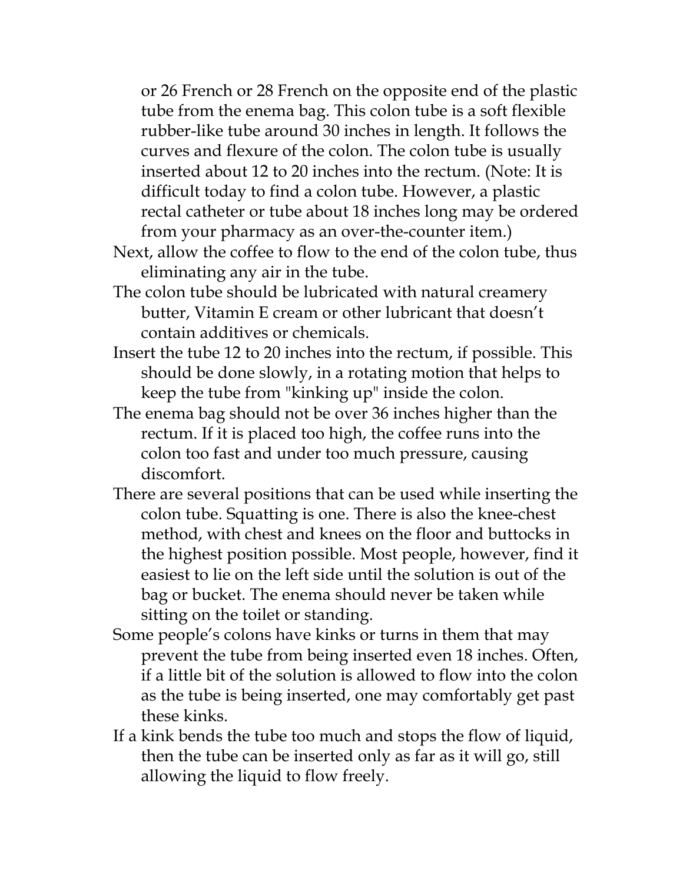or 26 French or 28 French on the opposite end of the plastic tube from the enema bag. This colon tube is a soft flexible rubber-like tube around 30 inches in length. It follows the curves and flexure of the colon. The colon tube is usually inserted about 12 to 20 inches into the rectum. (Note: It is difficult today to find a colon tube. However, a plastic rectal catheter or tube about 18 inches long may be ordered from your pharmacy as an over-the-counter item.)

Next, allow the coffee to flow to the end of the colon tube, thus eliminating any air in the tube.

The colon tube should be lubricated with natural creamery butter, Vitamin E cream or other lubricant that doesn't contain additives or chemicals.

Insert the tube 12 to 20 inches into the rectum, if possible. This should be done slowly, in a rotating motion that helps to keep the tube from "kinking up" inside the colon.

The enema bag should not be over 36 inches higher than the rectum. If it is placed too high, the coffee runs into the colon too fast and under too much pressure, causing discomfort.

There are several positions that can be used while inserting the colon tube. Squatting is one. There is also the knee-chest method, with chest and knees on the floor and buttocks in the highest position possible. Most people, however, find it easiest to lie on the left side until the solution is out of the bag or bucket. The enema should never be taken while sitting on the toilet or standing.

Some people's colons have kinks or turns in them that may prevent the tube from being inserted even 18 inches. Often, if a little bit of the solution is allowed to flow into the colon as the tube is being inserted, one may comfortably get past these kinks.

If a kink bends the tube too much and stops the flow of liquid, then the tube can be inserted only as far as it will go, still allowing the liquid to flow freely.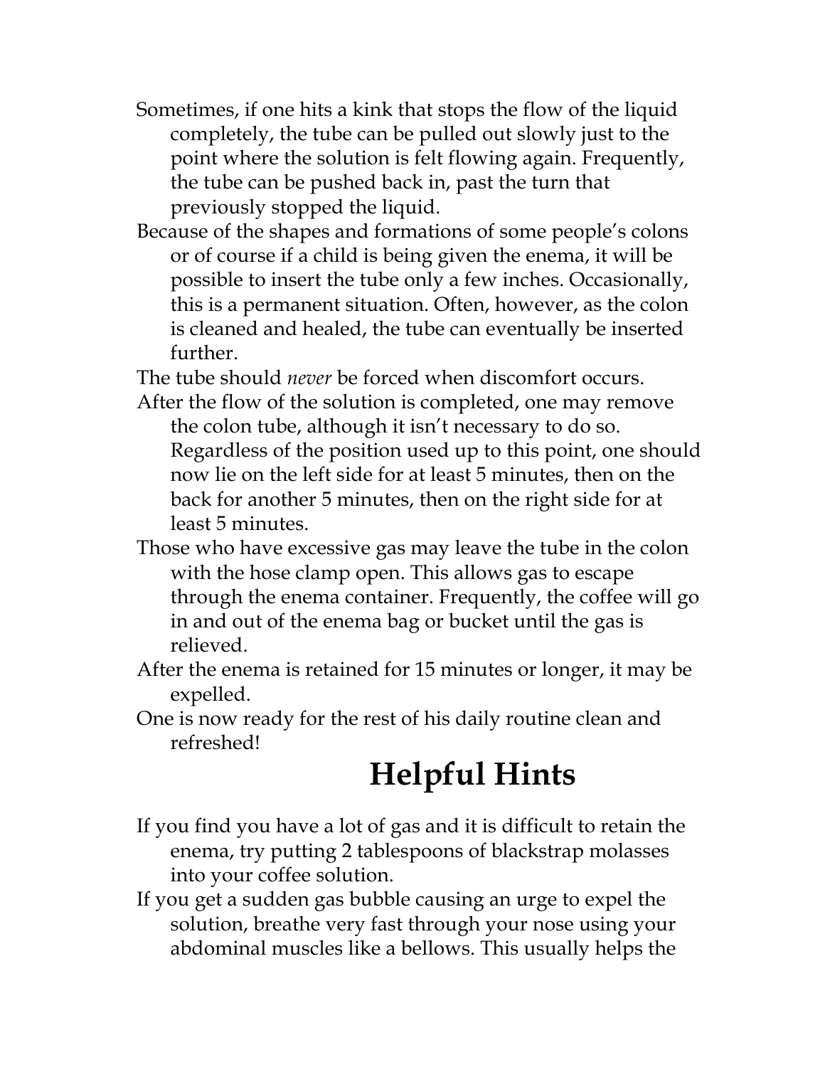Sometimes, if one hits a kink that stops the flow of the liquid completely, the tube can be pulled out slowly just to the point where the solution is felt flowing again. Frequently, the tube can be pushed back in, past the turn that previously stopped the liquid.

Because of the shapes and formations of some people's colons or of course if a child is being given the enema, it will be possible to insert the tube only a few inches. Occasionally, this is a permanent situation. Often, however, as the colon is cleaned and healed, the tube can eventually be inserted further.

The tube should *never* be forced when discomfort occurs.

After the flow of the solution is completed, one may remove the colon tube, although it isn't necessary to do so. Regardless of the position used up to this point, one should now lie on the left side for at least 5 minutes, then on the back for another 5 minutes, then on the right side for at least 5 minutes.

Those who have excessive gas may leave the tube in the colon with the hose clamp open. This allows gas to escape through the enema container. Frequently, the coffee will go in and out of the enema bag or bucket until the gas is relieved.

After the enema is retained for 15 minutes or longer, it may be expelled.

One is now ready for the rest of his daily routine clean and refreshed!

# Helpful Hints

If you find you have a lot of gas and it is difficult to retain the enema, try putting 2 tablespoons of blackstrap molasses into your coffee solution.

If you get a sudden gas bubble causing an urge to expel the solution, breathe very fast through your nose using your abdominal muscles like a bellows. This usually helps the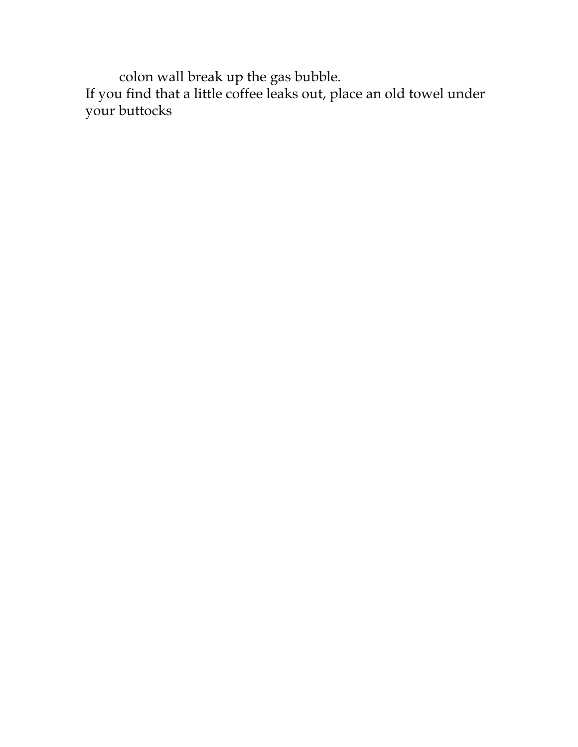colon wall break up the gas bubble.

If you find that a little coffee leaks out, place an old towel under your buttocks